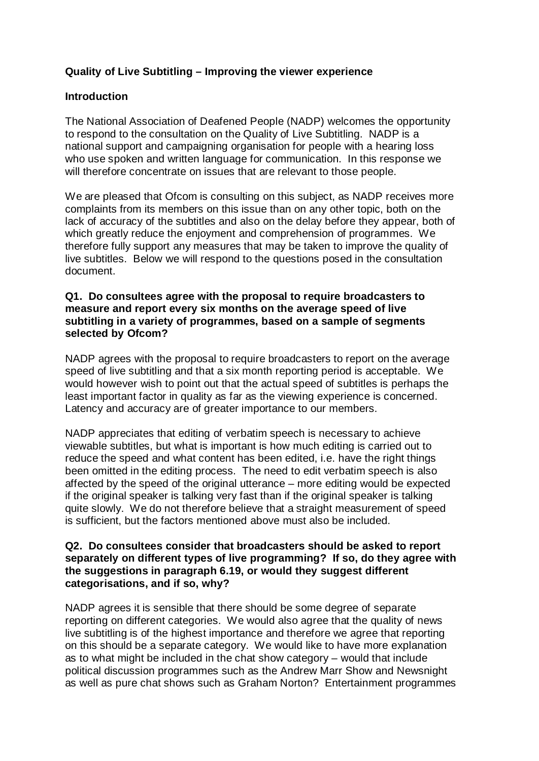**Quality of Live Subtitling – Improving the viewer experience**

**Introduction**

The National Association of Deafened People (NADP) welcomes the opportunity to respond to the consultation on the Quality of Live Subtitling. NADP is a national support and campaigning organisation for people with a hearing loss who use spoken and written language for communication. In this response we will therefore concentrate on issues that are relevant to those people.

We are pleased that Ofcom is consulting on this subject, as NADP receives more complaints from its members on this issue than on any other topic, both on the lack of accuracy of the subtitles and also on the delay before they appear, both of which greatly reduce the enjoyment and comprehension of programmes. We therefore fully support any measures that may be taken to improve the quality of live subtitles. Below we will respond to the questions posed in the consultation document.

**Q1. Do consultees agree with the proposal to require broadcasters to measure and report every six months on the average speed of live subtitling in a variety of programmes, based on a sample of segments selected by Ofcom?**

NADP agrees with the proposal to require broadcasters to report on the average speed of live subtitling and that a six month reporting period is acceptable. We would however wish to point out that the actual speed of subtitles is perhaps the least important factor in quality as far as the viewing experience is concerned. Latency and accuracy are of greater importance to our members.

NADP appreciates that editing of verbatim speech is necessary to achieve viewable subtitles, but what is important is how much editing is carried out to reduce the speed and what content has been edited, i.e. have the right things been omitted in the editing process. The need to edit verbatim speech is also affected by the speed of the original utterance – more editing would be expected if the original speaker is talking very fast than if the original speaker is talking quite slowly. We do not therefore believe that a straight measurement of speed is sufficient, but the factors mentioned above must also be included.

**Q2. Do consultees consider that broadcasters should be asked to report separately on different types of live programming? If so, do they agree with the suggestions in paragraph 6.19, or would they suggest different categorisations, and if so, why?**

NADP agrees it is sensible that there should be some degree of separate reporting on different categories. We would also agree that the quality of news live subtitling is of the highest importance and therefore we agree that reporting on this should be a separate category. We would like to have more explanation as to what might be included in the chat show category – would that include political discussion programmes such as the Andrew Marr Show and Newsnight as well as pure chat shows such as Graham Norton? Entertainment programmes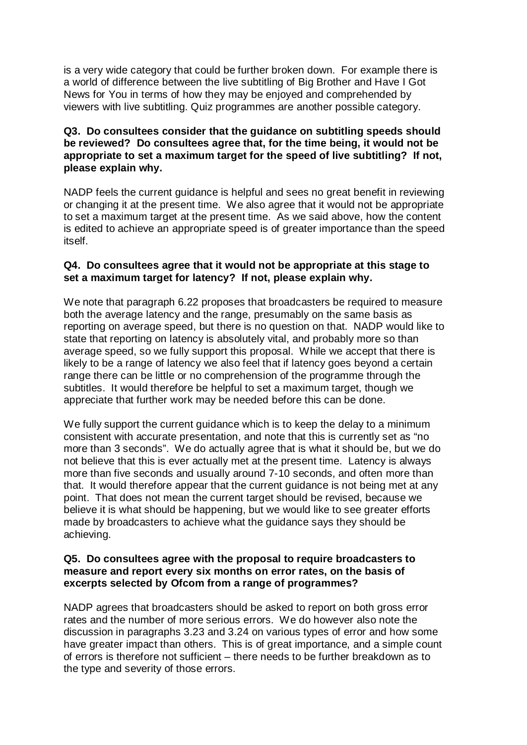is a very wide category that could be further broken down. For example there is a world of difference between the live subtitling of Big Brother and Have I Got News for You in terms of how they may be enjoyed and comprehended by viewers with live subtitling. Quiz programmes are another possible category.

**Q3. Do consultees consider that the guidance on subtitling speeds should be reviewed? Do consultees agree that, for the time being, it would not be appropriate to set a maximum target for the speed of live subtitling? If not, please explain why.**

NADP feels the current guidance is helpful and sees no great benefit in reviewing or changing it at the present time. We also agree that it would not be appropriate to set a maximum target at the present time. As we said above, how the content is edited to achieve an appropriate speed is of greater importance than the speed itself.

**Q4. Do consultees agree that it would not be appropriate at this stage to set a maximum target for latency? If not, please explain why.**

We note that paragraph 6.22 proposes that broadcasters be required to measure both the average latency and the range, presumably on the same basis as reporting on average speed, but there is no question on that. NADP would like to state that reporting on latency is absolutely vital, and probably more so than average speed, so we fully support this proposal. While we accept that there is likely to be a range of latency we also feel that if latency goes beyond a certain range there can be little or no comprehension of the programme through the subtitles. It would therefore be helpful to set a maximum target, though we appreciate that further work may be needed before this can be done.

We fully support the current guidance which is to keep the delay to a minimum consistent with accurate presentation, and note that this is currently set as "no more than 3 seconds". We do actually agree that is what it should be, but we do not believe that this is ever actually met at the present time. Latency is always more than five seconds and usually around 7-10 seconds, and often more than that. It would therefore appear that the current guidance is not being met at any point. That does not mean the current target should be revised, because we believe it is what should be happening, but we would like to see greater efforts made by broadcasters to achieve what the guidance says they should be achieving.

**Q5. Do consultees agree with the proposal to require broadcasters to measure and report every six months on error rates, on the basis of excerpts selected by Ofcom from a range of programmes?**

NADP agrees that broadcasters should be asked to report on both gross error rates and the number of more serious errors. We do however also note the discussion in paragraphs 3.23 and 3.24 on various types of error and how some have greater impact than others. This is of great importance, and a simple count of errors is therefore not sufficient – there needs to be further breakdown as to the type and severity of those errors.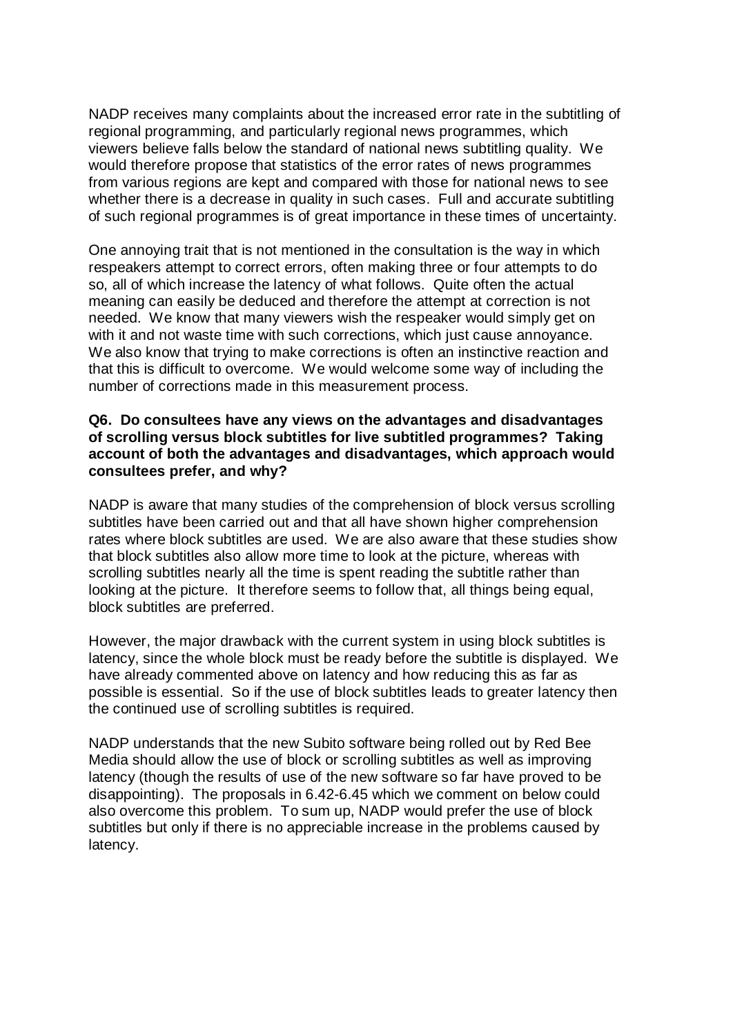NADP receives many complaints about the increased error rate in the subtitling of regional programming, and particularly regional news programmes, which viewers believe falls below the standard of national news subtitling quality. We would therefore propose that statistics of the error rates of news programmes from various regions are kept and compared with those for national news to see whether there is a decrease in quality in such cases. Full and accurate subtitling of such regional programmes is of great importance in these times of uncertainty.

One annoying trait that is not mentioned in the consultation is the way in which respeakers attempt to correct errors, often making three or four attempts to do so, all of which increase the latency of what follows. Quite often the actual meaning can easily be deduced and therefore the attempt at correction is not needed. We know that many viewers wish the respeaker would simply get on with it and not waste time with such corrections, which just cause annoyance. We also know that trying to make corrections is often an instinctive reaction and that this is difficult to overcome. We would welcome some way of including the number of corrections made in this measurement process.

**Q6. Do consultees have any views on the advantages and disadvantages of scrolling versus block subtitles for live subtitled programmes? Taking account of both the advantages and disadvantages, which approach would consultees prefer, and why?**

NADP is aware that many studies of the comprehension of block versus scrolling subtitles have been carried out and that all have shown higher comprehension rates where block subtitles are used. We are also aware that these studies show that block subtitles also allow more time to look at the picture, whereas with scrolling subtitles nearly all the time is spent reading the subtitle rather than looking at the picture. It therefore seems to follow that, all things being equal, block subtitles are preferred.

However, the major drawback with the current system in using block subtitles is latency, since the whole block must be ready before the subtitle is displayed. We have already commented above on latency and how reducing this as far as possible is essential. So if the use of block subtitles leads to greater latency then the continued use of scrolling subtitles is required.

NADP understands that the new Subito software being rolled out by Red Bee Media should allow the use of block or scrolling subtitles as well as improving latency (though the results of use of the new software so far have proved to be disappointing). The proposals in 6.42-6.45 which we comment on below could also overcome this problem. To sum up, NADP would prefer the use of block subtitles but only if there is no appreciable increase in the problems caused by latency.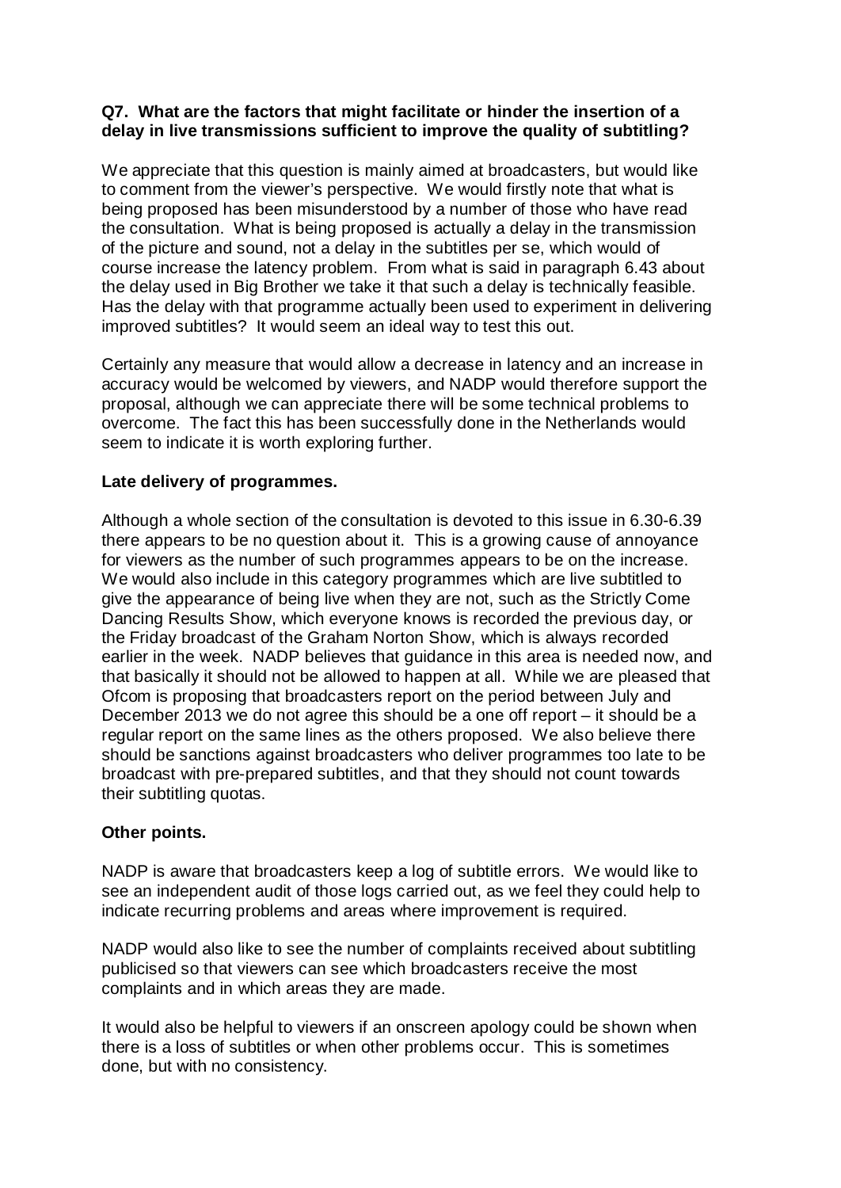**Q7. What are the factors that might facilitate or hinder the insertion of a delay in live transmissions sufficient to improve the quality of subtitling?**

We appreciate that this question is mainly aimed at broadcasters, but would like to comment from the viewer's perspective. We would firstly note that what is being proposed has been misunderstood by a number of those who have read the consultation. What is being proposed is actually a delay in the transmission of the picture and sound, not a delay in the subtitles per se, which would of course increase the latency problem. From what is said in paragraph 6.43 about the delay used in Big Brother we take it that such a delay is technically feasible. Has the delay with that programme actually been used to experiment in delivering improved subtitles? It would seem an ideal way to test this out.

Certainly any measure that would allow a decrease in latency and an increase in accuracy would be welcomed by viewers, and NADP would therefore support the proposal, although we can appreciate there will be some technical problems to overcome. The fact this has been successfully done in the Netherlands would seem to indicate it is worth exploring further.

**Late delivery of programmes.**

Although a whole section of the consultation is devoted to this issue in 6.30-6.39 there appears to be no question about it. This is a growing cause of annoyance for viewers as the number of such programmes appears to be on the increase. We would also include in this category programmes which are live subtitled to give the appearance of being live when they are not, such as the Strictly Come Dancing Results Show, which everyone knows is recorded the previous day, or the Friday broadcast of the Graham Norton Show, which is always recorded earlier in the week. NADP believes that guidance in this area is needed now, and that basically it should not be allowed to happen at all. While we are pleased that Ofcom is proposing that broadcasters report on the period between July and December 2013 we do not agree this should be a one off report – it should be a regular report on the same lines as the others proposed. We also believe there should be sanctions against broadcasters who deliver programmes too late to be broadcast with pre-prepared subtitles, and that they should not count towards their subtitling quotas.

**Other points.**

NADP is aware that broadcasters keep a log of subtitle errors. We would like to see an independent audit of those logs carried out, as we feel they could help to indicate recurring problems and areas where improvement is required.

NADP would also like to see the number of complaints received about subtitling publicised so that viewers can see which broadcasters receive the most complaints and in which areas they are made.

It would also be helpful to viewers if an onscreen apology could be shown when there is a loss of subtitles or when other problems occur. This is sometimes done, but with no consistency.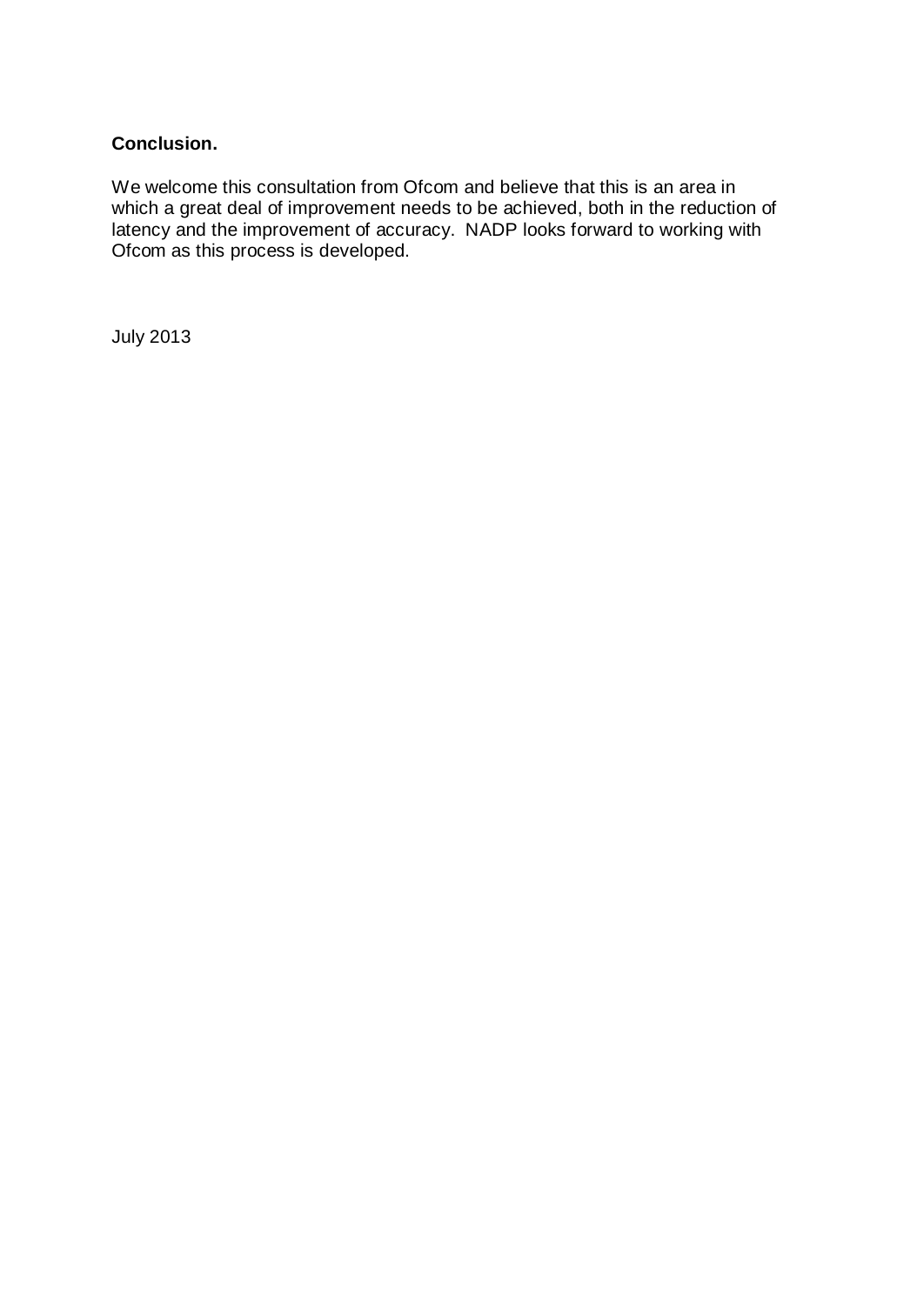**Conclusion.**

We welcome this consultation from Ofcom and believe that this is an area in which a great deal of improvement needs to be achieved, both in the reduction of latency and the improvement of accuracy. NADP looks forward to working with Ofcom as this process is developed.

July 2013